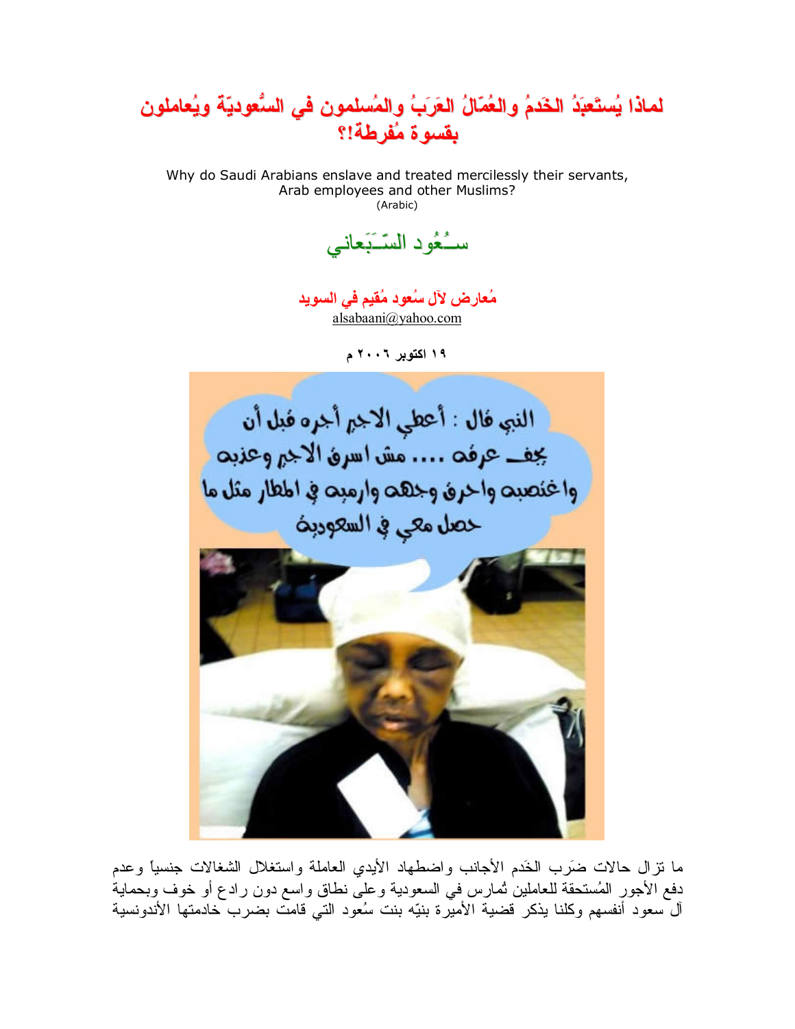# لماذا يُستَعبَدُ الخَدمُ والعُمّالُ العَرَبُ والمُسلمون في السُّعوديّة ويُعاملون بقسوة مُفرطة!؟

Why do Saudi Arabians enslave and treated mercilessly their servants, Arab employees and other Muslims?
(Arabic)

## سـُعُود السّـَبَعاني

**مُعارض لآل سُعود مُقيم في السويد**
alsabaani@yahoo.com

**١٩ اكتوبر ٢٠٠٦ م**

ما تزال حالات ضَرب الخَدم الأجانب واضطهاد الأيدي العاملة واستغلال الشغالات جنسياً وعدم دفع الأجور المُستحقة للعاملين تُمارس في السعودية وعلى نطاق واسع دون رادع أو خوف وبحماية آل سعود أنفسهم وكلنا يذكر قضية الأميرة بنيّه بنت سُعود التي قامت بضرب خادمتها الأندونسية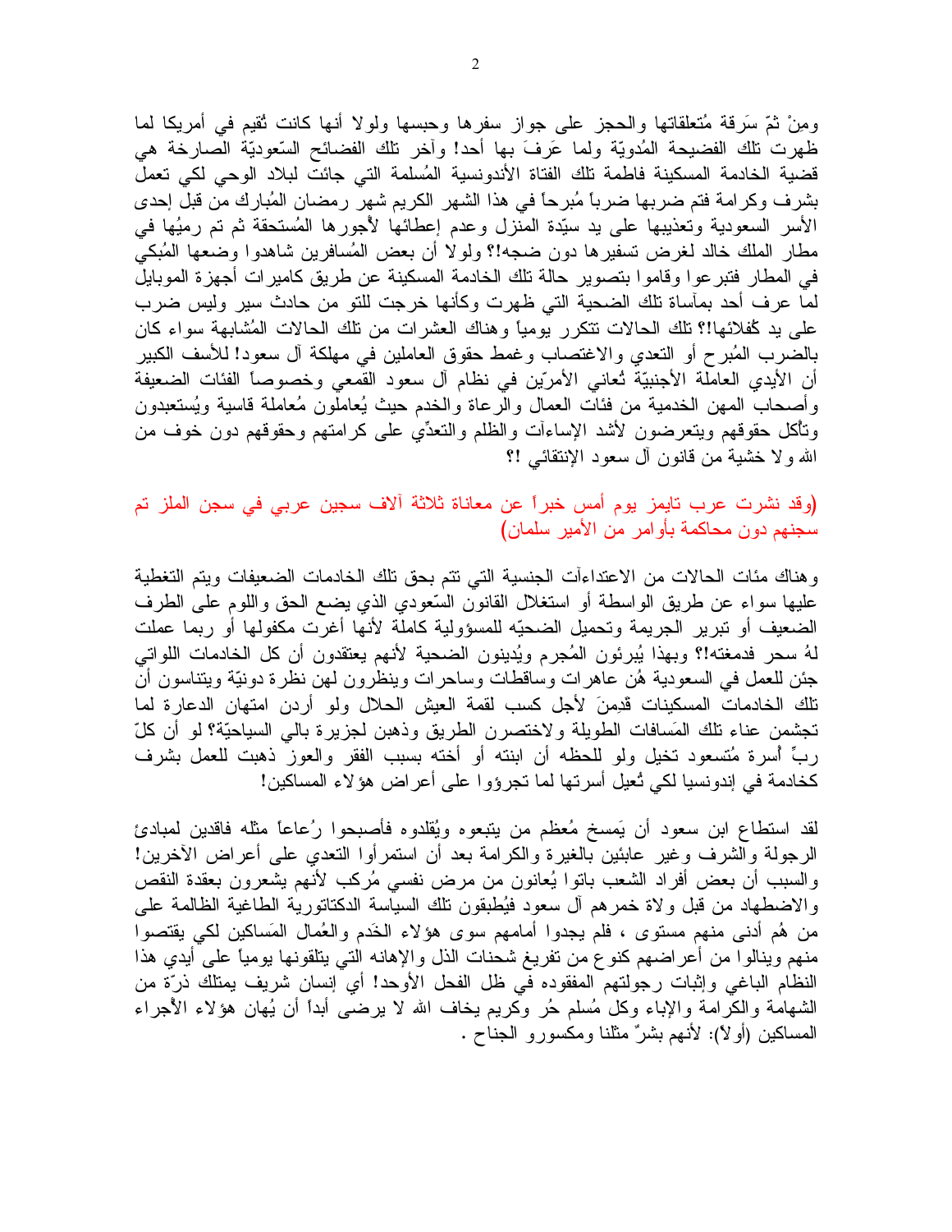ومِنْ ثمّ سَرقة مُتعلقاتها والحجز على جواز سفرها وحبسها ولولا أنها كانت تُقيم في أمريكا لما ظهرت تلك الفضيحة المُدويّة ولما عَرفَ بها أحد! وآخر تلك الفضائح السّعوديّة الصارخة هي قضية الخادمة المسكينة فاطمة تلك الفتاة الأندونسية المُسلمة التي جائت لبلاد الوحي لكي تعمل بشرف وكرامة فتم ضربها ضرباً مُبرحاً في هذا الشهر الكريم شهر رمضان المُبارك من قبل إحدى الأسر السعودية وتعذيبها على يد سيّدة المنزل وعدم إعطائها لأجورها المُستحقة ثم تم رميُها في مطار الملك خالد لغرض تسفيرها دون ضجه!؟ ولولا أن بعض المُسافرين شاهدوا وضعها المُبكي في المطار فتبرعوا وقاموا بتصوير حالة تلك الخادمة المسكينة عن طريق كاميرات أجهزة الموبايل لما عرف أحد بمأساة تلك الضحية التي ظهرت وكأنها خرجت للتو من حادث سير وليس ضرب على يد كُفلائها!؟ تلك الحالات تتكرر يومياً وهناك العشرات من تلك الحالات المُشابهة سواء كان بالضرب المُبرح أو التعدي والاغتصاب وغمط حقوق العاملين في مهلكة آل سعود! للأسف الكبير أن الأيدي العاملة الأجنبيّة تُعاني الأمرّين في نظام آل سعود القمعي وخصوصاً الفئات الضعيفة وأصحاب المهن الخدمية من فئات العمال والرعاة والخدم حيث يُعاملون مُعاملة قاسية ويُستعبدون وتأكل حقوقهم ويتعرضون لأشد الإساءآت والظلم والتعدّي على كرامتهم وحقوقهم دون خوف من الله ولا خشية من قانون آل سعود الإنتقائي !؟

(وقد نشرت عرب تايمز يوم أمس خبراً عن معاناة ثلاثة آلاف سجين عربي في سجن الملز تم سجنهم دون محاكمة بأوامر من الأمير سلمان)

وهناك مئات الحالات من الاعتداءآت الجنسية التي تتم بحق تلك الخادمات الضعيفات ويتم التغطية عليها سواء عن طريق الواسطة أو استغلال القانون السّعودي الذي يضع الحق واللوم على الطرف الضعيف أو تبرير الجريمة وتحميل الضحيّه للمسؤولية كاملة لأنها أغرت مكفولها أو ربما عملت لهُ سحر فدمغته!؟ وبهذا يُبرئون المُجرم ويُدينون الضحية لأنهم يعتقدون أن كل الخادمات اللواتي جئن للعمل في السعودية هُن عاهرات وساقطات وساحرات وينظرون لهن نظرة دونيّة ويتناسون أن تلك الخادمات المسكينات قدِمنَ لأجل كسب لقمة العيش الحلال ولو أردن امتهان الدعارة لما تجشمن عناء تلك المَسافات الطويلة ولاختصرن الطريق وذهبن لجزيرة بالي السياحيّة؟ لو أن كلّ ربِّ أسرة مُتسعود تخيل ولو للحظه أن ابنته أو أخته بسبب الفقر والعوز ذهبت للعمل بشرف كخادمة في إندونسيا لكي تُعيل أسرتها لما تجرؤوا على أعراض هؤلاء المساكين!

لقد استطاع ابن سعود أن يَمسخ مُعظم من يتبعوه ويُقلدوه فأصبحوا رُعاعاً مثله فاقدين لمبادئ الرجولة والشرف وغير عابئين بالغيرة والكرامة بعد أن استمرأوا التعدي على أعراض الآخرين! والسبب أن بعض أفراد الشعب باتوا يُعانون من مرض نفسي مُركب لأنهم يشعرون بعقدة النقص والاضطهاد من قبل ولاة خمرهم آل سعود فيُطبقون تلك السياسة الدكتاتورية الطاغية الظالمة على من هُم أدنى منهم مستوى ، فلم يجدوا أمامهم سوى هؤلاء الخَدم والعُمال المَساكين لكي يقتصوا منهم وينالوا من أعراضهم كنوع من تفريغ شحنات الذل والإهانه التي يتلقونها يومياً على أيدي هذا النظام الباغي وإثبات رجولتهم المفقوده في ظل الفحل الأوحد! أي إنسان شريف يمتلك ذرّة من الشهامة والكرامة والإباء وكل مُسلم حُر وكريم يخاف الله لا يرضى أبداً أن يُهان هؤلاء الأجراء المساكين (أولاً): لأنهم بشرٌ مثلنا ومكسورو الجناح .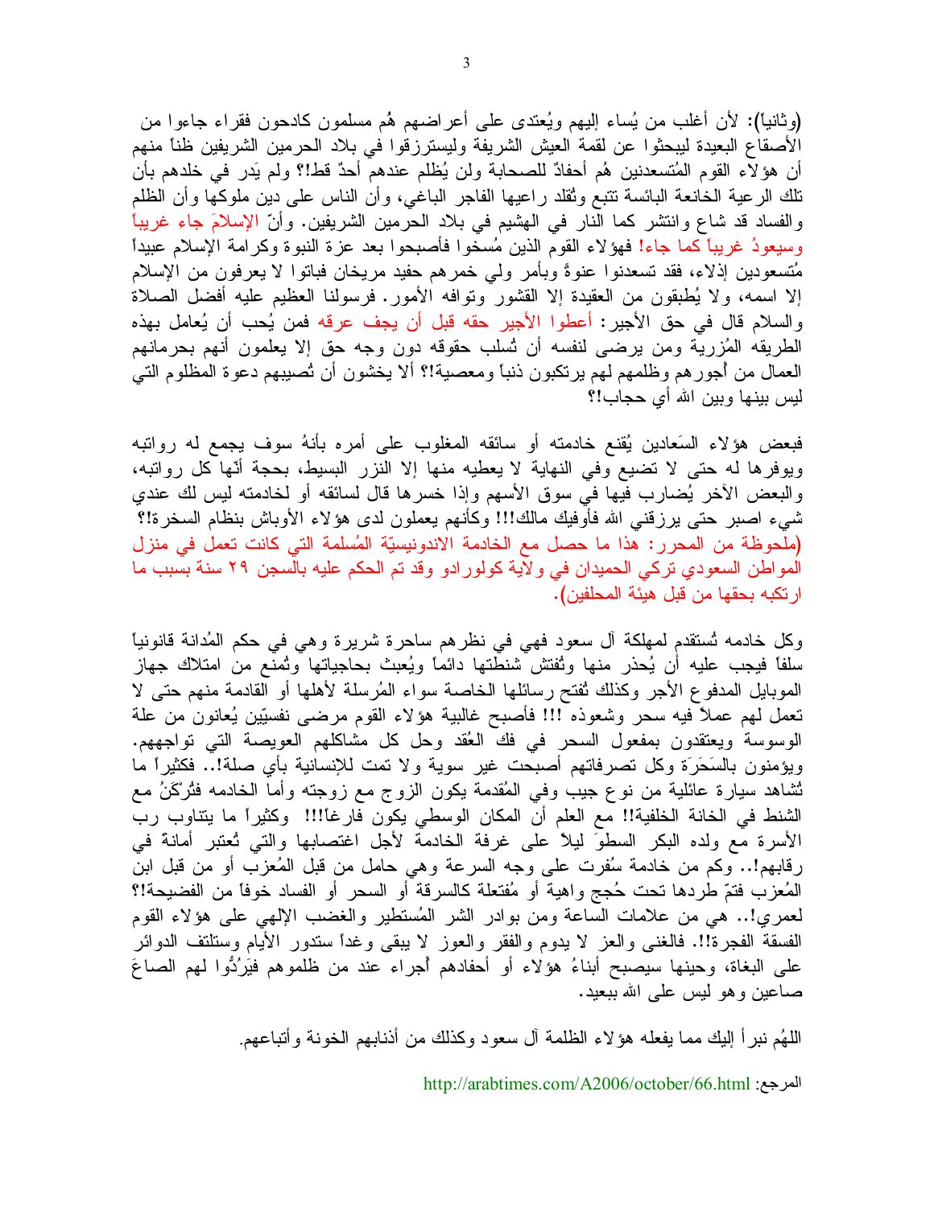(وثانياً): لأن أغلب من يُساء إليهم ويُعتدى على أعراضهم هُم مسلمون كادحون فقراء جاءوا من الأصقاع البعيدة ليبحثوا عن لقمة العيش الشريفة وليسترزقوا في بلاد الحرمين الشريفين ظناً منهم أن هؤلاء القوم المُتسعدنين هُم أحفادٌ للصحابة ولن يُظلم عندهم أحدٌ قط!؟ ولم يَدر في خلدهم بأن تلك الرعية الخانعة البائسة تتبع وتُقلد راعيها الفاجر الباغي، وأن الناس على دين ملوكها وأن الظلم والفساد قد شاع وانتشر كما النار في الهشيم في بلاد الحرمين الشريفين. وأنّ الإسلامَ جاء غريباً وسيعودُ غريباً كما جاء! فهؤلاء القوم الذين مُسخوا فأصبحوا بعد عزة النبوة وكرامة الإسلام عبيداً مُتسعودين إذلاء، فقد تسعدنوا عنوةً وبأمر ولي خمرهم حفيد مريخان فباتوا لا يعرفون من الإسلام إلا اسمه، ولا يُطبقون من العقيدة إلا القشور وتوافه الأمور. فرسولنا العظيم عليه أفضل الصلاة والسلام قال في حق الأجير: أعطوا الأجير حقه قبل أن يجف عرقه فمن يُحب أن يُعامل بهذه الطريقه المُزرية ومن يرضى لنفسه أن تُسلب حقوقه دون وجه حق إلا يعلمون أنهم بحرمانهم العمال من أجورهم وظلمهم لهم يرتكبون ذنباً ومعصية!؟ ألا يخشون أن تُصيبهم دعوة المظلوم التي ليس بينها وبين الله أي حجاب!؟

فبعض هؤلاء السَعادين يُقنع خادمته أو سائقه المغلوب على أمره بأنهُ سوف يجمع له رواتبه ويوفرها له حتى لا تضيع وفي النهاية لا يعطيه منها إلا النزر البسيط، بحجة أنّها كل رواتبه، والبعض الآخر يُضارب فيها في سوق الأسهم وإذا خسرها قال لسائقه أو لخادمته ليس لك عندي شيء اصبر حتى يرزقني الله فأوفيك مالك!!! وكأنهم يعملون لدى هؤلاء الأوباش بنظام السخرة!؟ (ملحوظة من المحرر: هذا ما حصل مع الخادمة الاندونيسيّة المُسلمة التي كانت تعمل في منزل المواطن السعودي تركي الحميدان في ولاية كولورادو وقد تم الحكم عليه بالسجن ٢٩ سنة بسبب ما ارتكبه بحقها من قبل هيئة المحلفين).

وكل خادمه تُستقدم لمهلكة آل سعود فهي في نظرهم ساحرة شريرة وهي في حكم المُدانة قانونياً سلفاً فيجب عليه أن يُحذر منها وتُفتش شنطتها دائماً ويُعبث بحاجياتها وتُمنع من امتلاك جهاز الموبايل المدفوع الأجر وكذلك تُفتح رسائلها الخاصة سواء المُرسلة لأهلها أو القادمة منهم حتى لا تعمل لهم عملاً فيه سحر وشعوذه !!! فأصبح غالبية هؤلاء القوم مرضى نفسيّين يُعانون من علة الوسوسة ويعتقدون بمفعول السحر في فك العُقد وحل كل مشاكلهم العويصة التي تواجههم. ويؤمنون بالسَحَرَة وكل تصرفاتهم أصبحت غير سوية ولا تمت للإنسانية بأي صلة!.. فكثيراً ما تُشاهد سيارة عائلية من نوع جيب وفي المُقدمة يكون الزوج مع زوجته وأما الخادمه فتُرْكَنُ مع الشنط في الخانة الخلفية!! مع العلم أن المكان الوسطي يكون فارغاً!!! وكثيراً ما يتناوب رب الأسرة مع ولده البكر السطوَ ليلاً على غرفة الخادمة لأجل اغتصابها والتي تُعتبر أمانةً في رقابهم!.. وكم من خادمة سُفرت على وجه السرعة وهي حامل من قبل المُعزب أو من قبل ابن المُعزب فتمّ طردها تحت حُجج واهية أو مُفتعلة كالسرقة أو السحر أو الفساد خوفاً من الفضيحة!؟ لعمري!.. هي من علامات الساعة ومن بوادر الشر المُستطير والغضب الإلهي على هؤلاء القوم الفسقة الفجرة!!. فالغنى والعز لا يدوم والفقر والعوز لا يبقى وغداً ستدور الأيام وستلتف الدوائر على البغاة، وحينها سيصبح أبناءُ هؤلاء أو أحفادهم أجراء عند من ظلموهم فيَرُدُّوا لهم الصاعَ صاعين وهو ليس على الله ببعيد.

اللهُم نبرأ إليك مما يفعله هؤلاء الظلمة آل سعود وكذلك من أذنابهم الخونة وأتباعهم.

المرجع: http://arabtimes.com/A2006/october/66.html